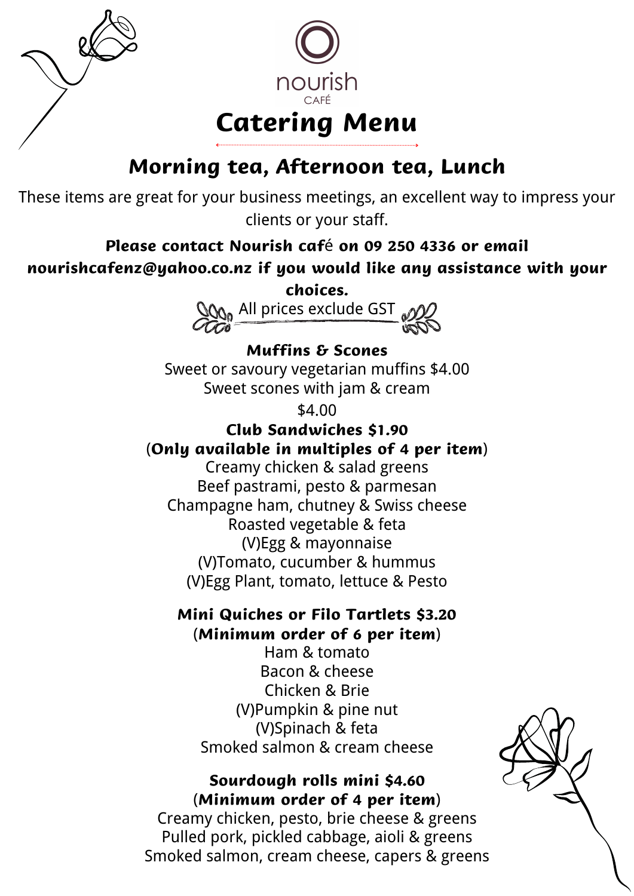nourish

CAFÉ

# Catering Menu

## Morning tea, Afternoon tea, Lunch

These items are great for your business meetings, an excellent way to impress your clients or your staff.

**Please contact Nourish café on 09 250 4336 or email nourishcafenz@yahoo.co.nz if you would like any assistance with your choices.**

All prices exclude GST

### Muffins & Scones

Sweet or savoury vegetarian muffins $4.00

Sweet scones with jam & cream $4.00

### Club Sandwiches $1.90

(**Only available in multiples of 4 per item**)

Creamy chicken & salad greens

Beef pastrami, pesto & parmesan

Champagne ham, chutney & Swiss cheese

Roasted vegetable & feta

(V)Egg & mayonnaise

(V)Tomato, cucumber & hummus

(V)Egg Plant, tomato, lettuce & Pesto

### Mini Quiches or Filo Tartlets $3.20

(**Minimum order of 6 per item**)

Ham & tomato

Bacon & cheese

Chicken & Brie

(V)Pumpkin & pine nut

(V)Spinach & feta

Smoked salmon & cream cheese

### Sourdough rolls mini $4.60

(**Minimum order of 4 per item**)

Creamy chicken, pesto, brie cheese & greens

Pulled pork, pickled cabbage, aioli & greens

Smoked salmon, cream cheese, capers & greens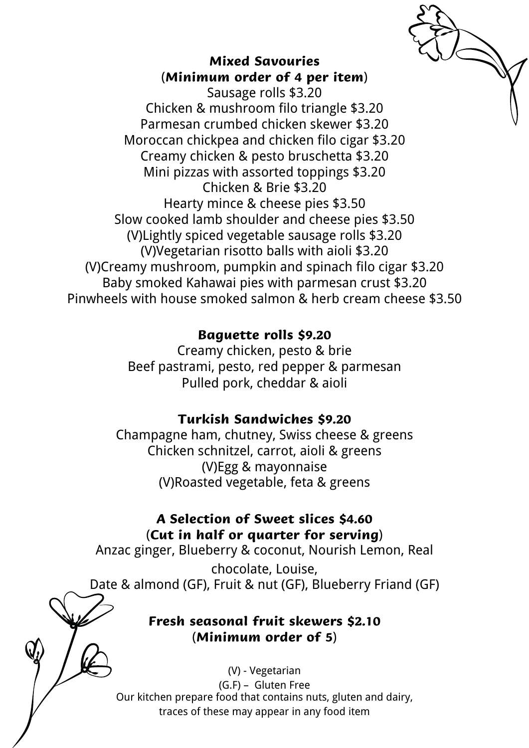## Mixed Savouries

**(Minimum order of 4 per item)**

Sausage rolls $3.20
Chicken & mushroom filo triangle $3.20
Parmesan crumbed chicken skewer $3.20
Moroccan chickpea and chicken filo cigar $3.20
Creamy chicken & pesto bruschetta $3.20
Mini pizzas with assorted toppings $3.20
Chicken & Brie $3.20
Hearty mince & cheese pies $3.50
Slow cooked lamb shoulder and cheese pies $3.50
(V)Lightly spiced vegetable sausage rolls $3.20
(V)Vegetarian risotto balls with aioli $3.20
(V)Creamy mushroom, pumpkin and spinach filo cigar $3.20
Baby smoked Kahawai pies with parmesan crust $3.20
Pinwheels with house smoked salmon & herb cream cheese $3.50

## Baguette rolls $9.20

Creamy chicken, pesto & brie
Beef pastrami, pesto, red pepper & parmesan
Pulled pork, cheddar & aioli

## Turkish Sandwiches $9.20

Champagne ham, chutney, Swiss cheese & greens
Chicken schnitzel, carrot, aioli & greens
(V)Egg & mayonnaise
(V)Roasted vegetable, feta & greens

## A Selection of Sweet slices $4.60

**(Cut in half or quarter for serving)**

Anzac ginger, Blueberry & coconut, Nourish Lemon, Real chocolate, Louise,
Date & almond (GF), Fruit & nut (GF), Blueberry Friand (GF)

## Fresh seasonal fruit skewers $2.10

**(Minimum order of 5)**

(V) - Vegetarian
(G.F) – Gluten Free
Our kitchen prepare food that contains nuts, gluten and dairy, traces of these may appear in any food item